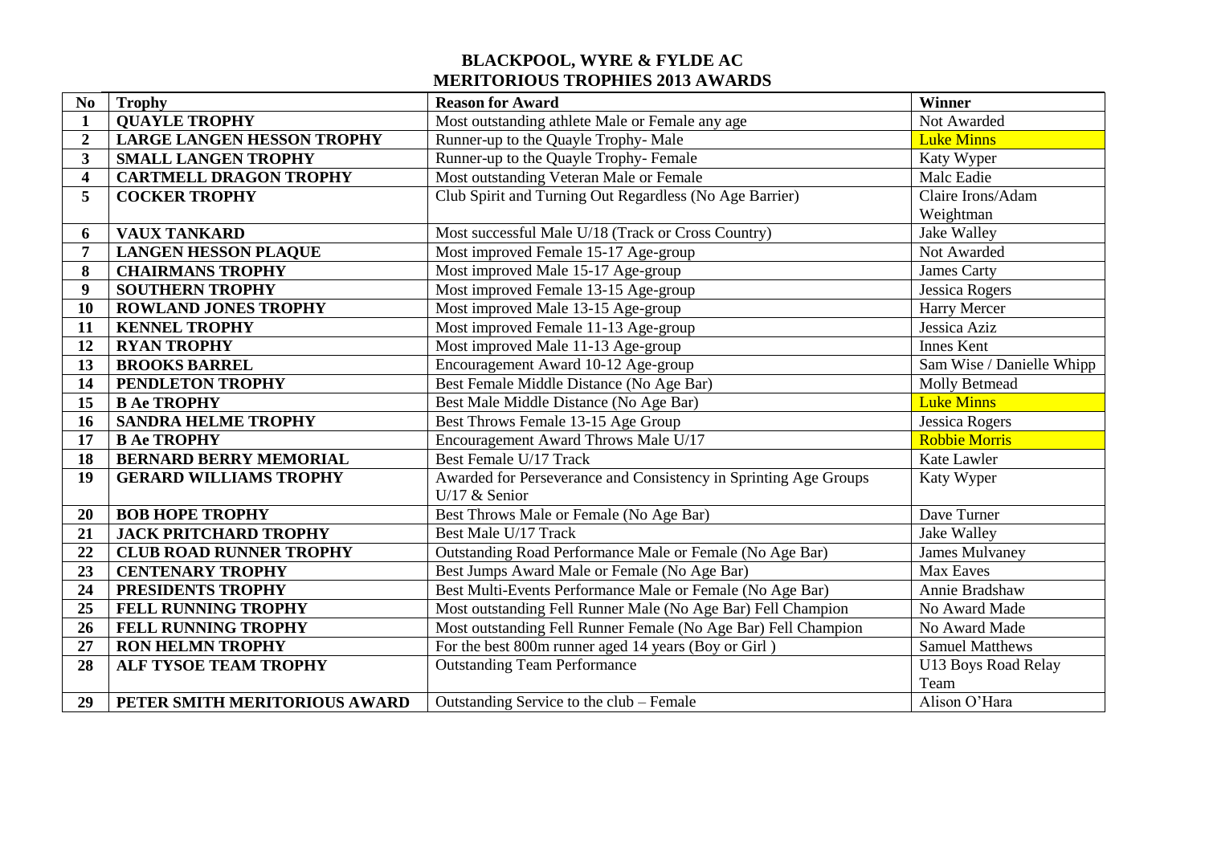# BLACKPOOL, WYRE & FYLDE AC
## MERITORIOUS TROPHIES 2013 AWARDS

| No | Trophy | Reason for Award | Winner |
|---|---|---|---|
| 1 | QUAYLE TROPHY | Most outstanding athlete Male or Female any age | Not Awarded |
| 2 | LARGE LANGEN HESSON TROPHY | Runner-up to the Quayle Trophy- Male | Luke Minns |
| 3 | SMALL LANGEN TROPHY | Runner-up to the Quayle Trophy- Female | Katy Wyper |
| 4 | CARTMELL DRAGON TROPHY | Most outstanding Veteran Male or Female | Malc Eadie |
| 5 | COCKER TROPHY | Club Spirit and Turning Out Regardless (No Age Barrier) | Claire Irons/Adam Weightman |
| 6 | VAUX TANKARD | Most successful Male U/18 (Track or Cross Country) | Jake Walley |
| 7 | LANGEN HESSON PLAQUE | Most improved Female 15-17 Age-group | Not Awarded |
| 8 | CHAIRMANS TROPHY | Most improved Male 15-17 Age-group | James Carty |
| 9 | SOUTHERN TROPHY | Most improved Female 13-15 Age-group | Jessica Rogers |
| 10 | ROWLAND JONES TROPHY | Most improved Male 13-15 Age-group | Harry Mercer |
| 11 | KENNEL TROPHY | Most improved Female 11-13 Age-group | Jessica Aziz |
| 12 | RYAN TROPHY | Most improved Male 11-13 Age-group | Innes Kent |
| 13 | BROOKS BARREL | Encouragement Award 10-12 Age-group | Sam Wise / Danielle Whipp |
| 14 | PENDLETON TROPHY | Best Female Middle Distance (No Age Bar) | Molly Betmead |
| 15 | B Ae TROPHY | Best Male Middle Distance (No Age Bar) | Luke Minns |
| 16 | SANDRA HELME TROPHY | Best Throws Female 13-15 Age Group | Jessica Rogers |
| 17 | B Ae TROPHY | Encouragement Award Throws Male U/17 | Robbie Morris |
| 18 | BERNARD BERRY MEMORIAL | Best Female U/17 Track | Kate Lawler |
| 19 | GERARD WILLIAMS TROPHY | Awarded for Perseverance and Consistency in Sprinting Age Groups U/17 & Senior | Katy Wyper |
| 20 | BOB HOPE TROPHY | Best Throws Male or Female (No Age Bar) | Dave Turner |
| 21 | JACK PRITCHARD TROPHY | Best Male U/17 Track | Jake Walley |
| 22 | CLUB ROAD RUNNER TROPHY | Outstanding Road Performance Male or Female (No Age Bar) | James Mulvaney |
| 23 | CENTENARY TROPHY | Best Jumps Award Male or Female (No Age Bar) | Max Eaves |
| 24 | PRESIDENTS TROPHY | Best Multi-Events Performance Male or Female (No Age Bar) | Annie Bradshaw |
| 25 | FELL RUNNING TROPHY | Most outstanding Fell Runner Male (No Age Bar) Fell Champion | No Award Made |
| 26 | FELL RUNNING TROPHY | Most outstanding Fell Runner Female (No Age Bar) Fell Champion | No Award Made |
| 27 | RON HELMN TROPHY | For the best 800m runner aged 14 years (Boy or Girl ) | Samuel Matthews |
| 28 | ALF TYSOE TEAM TROPHY | Outstanding Team Performance | U13 Boys Road Relay Team |
| 29 | PETER SMITH MERITORIOUS AWARD | Outstanding Service to the club – Female | Alison O'Hara |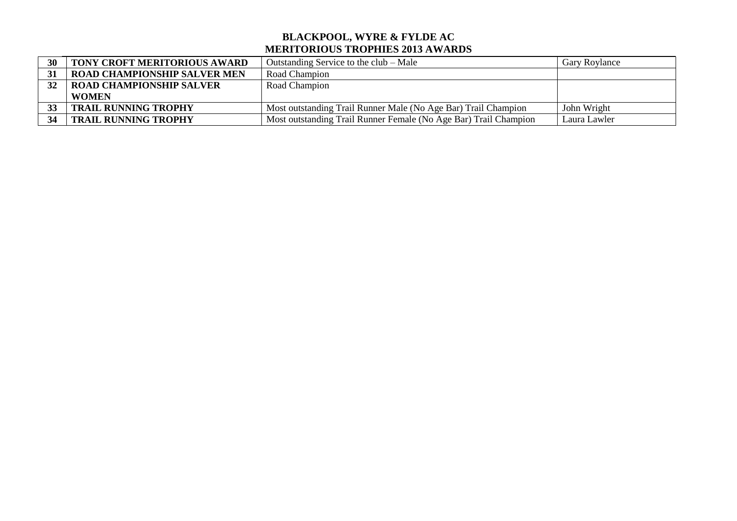**BLACKPOOL, WYRE & FYLDE AC**
**MERITORIOUS TROPHIES 2013 AWARDS**

| | | | |
|---|---|---|---|
| **30** | **TONY CROFT MERITORIOUS AWARD** | Outstanding Service to the club – Male | Gary Roylance |
| **31** | **ROAD CHAMPIONSHIP SALVER MEN** | Road Champion | |
| **32** | **ROAD CHAMPIONSHIP SALVER WOMEN** | Road Champion | |
| **33** | **TRAIL RUNNING TROPHY** | Most outstanding Trail Runner Male (No Age Bar) Trail Champion | John Wright |
| **34** | **TRAIL RUNNING TROPHY** | Most outstanding Trail Runner Female (No Age Bar) Trail Champion | Laura Lawler |